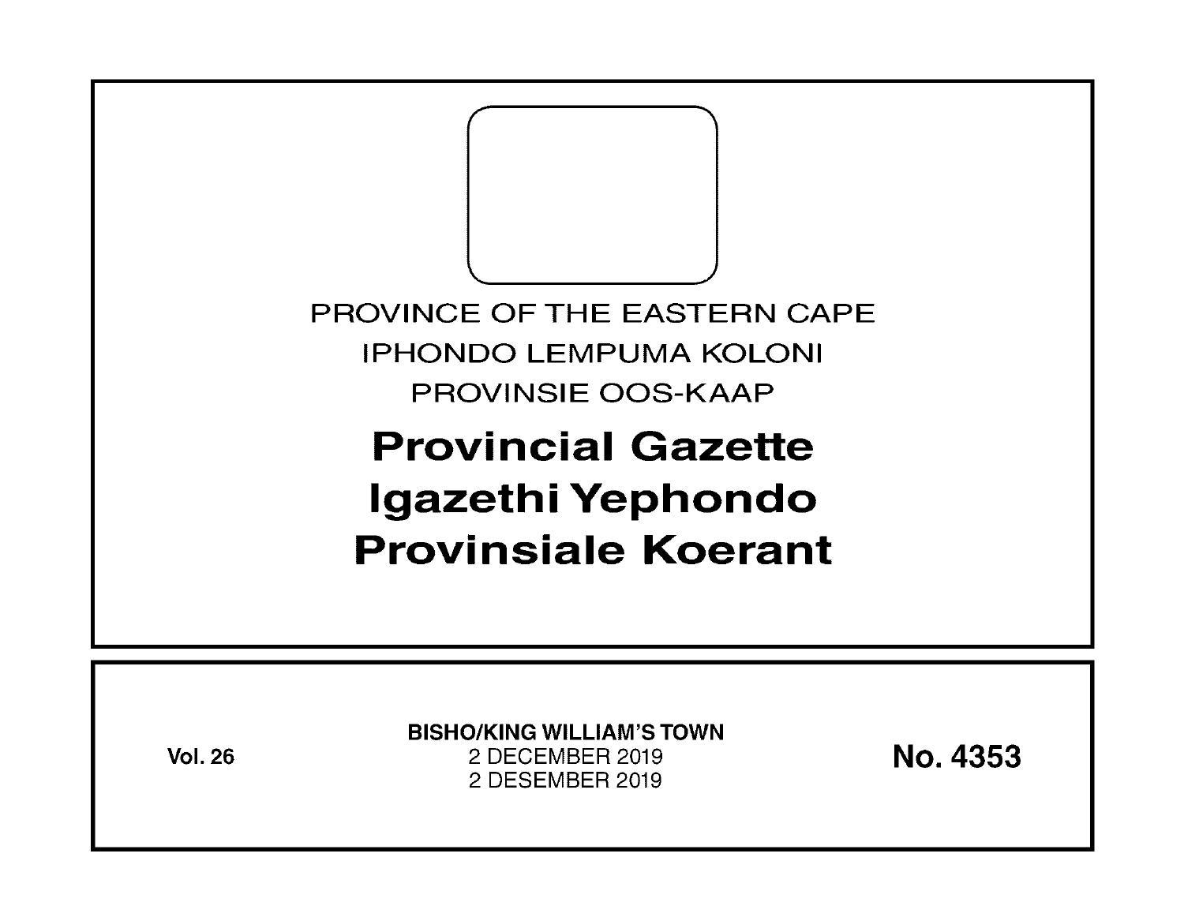PROVINCE OF THE EASTERN CAPE

IPHONDO LEMPUMA KOLONI

PROVINSIE OOS-KAAP

# Provincial Gazette
# Igazethi Yephondo
# Provinsiale Koerant

**Vol. 26**

**BISHO/KING WILLIAM'S TOWN**
2 DECEMBER 2019
2 DESEMBER 2019

**No. 4353**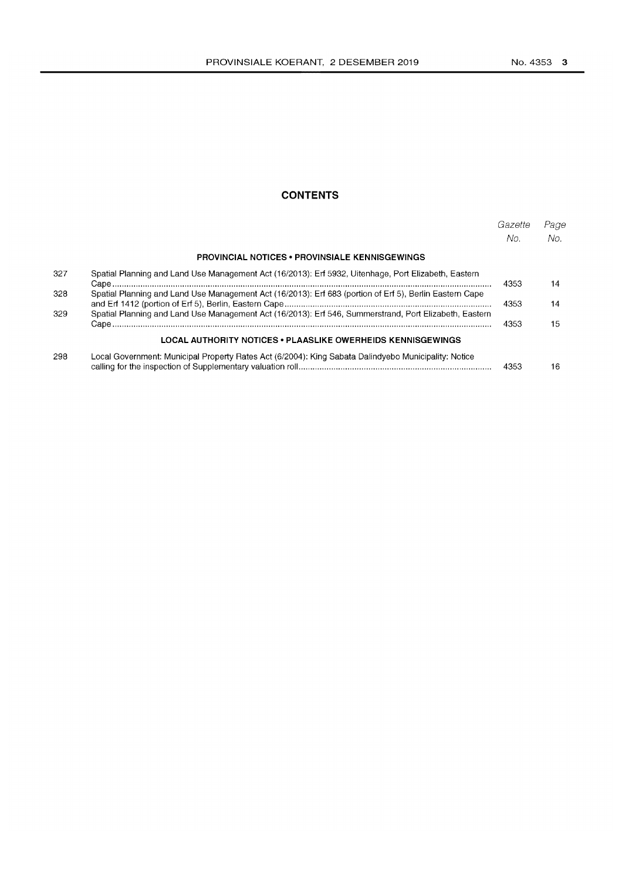## CONTENTS

| | | Gazette No. | Page No. |
|---|---|---|---|
| | **PROVINCIAL NOTICES • PROVINSIALE KENNISGEWINGS** | | |
| 327 | Spatial Planning and Land Use Management Act (16/2013): Erf 5932, Uitenhage, Port Elizabeth, Eastern Cape | 4353 | 14 |
| 328 | Spatial Planning and Land Use Management Act (16/2013): Erf 683 (portion of Erf 5), Berlin Eastern Cape and Erf 1412 (portion of Erf 5), Berlin, Eastern Cape | 4353 | 14 |
| 329 | Spatial Planning and Land Use Management Act (16/2013): Erf 546, Summerstrand, Port Elizabeth, Eastern Cape | 4353 | 15 |
| | **LOCAL AUTHORITY NOTICES • PLAASLIKE OWERHEIDS KENNISGEWINGS** | | |
| 298 | Local Government: Municipal Property Rates Act (6/2004): King Sabata Dalindyebo Municipality: Notice calling for the inspection of Supplementary valuation roll | 4353 | 16 |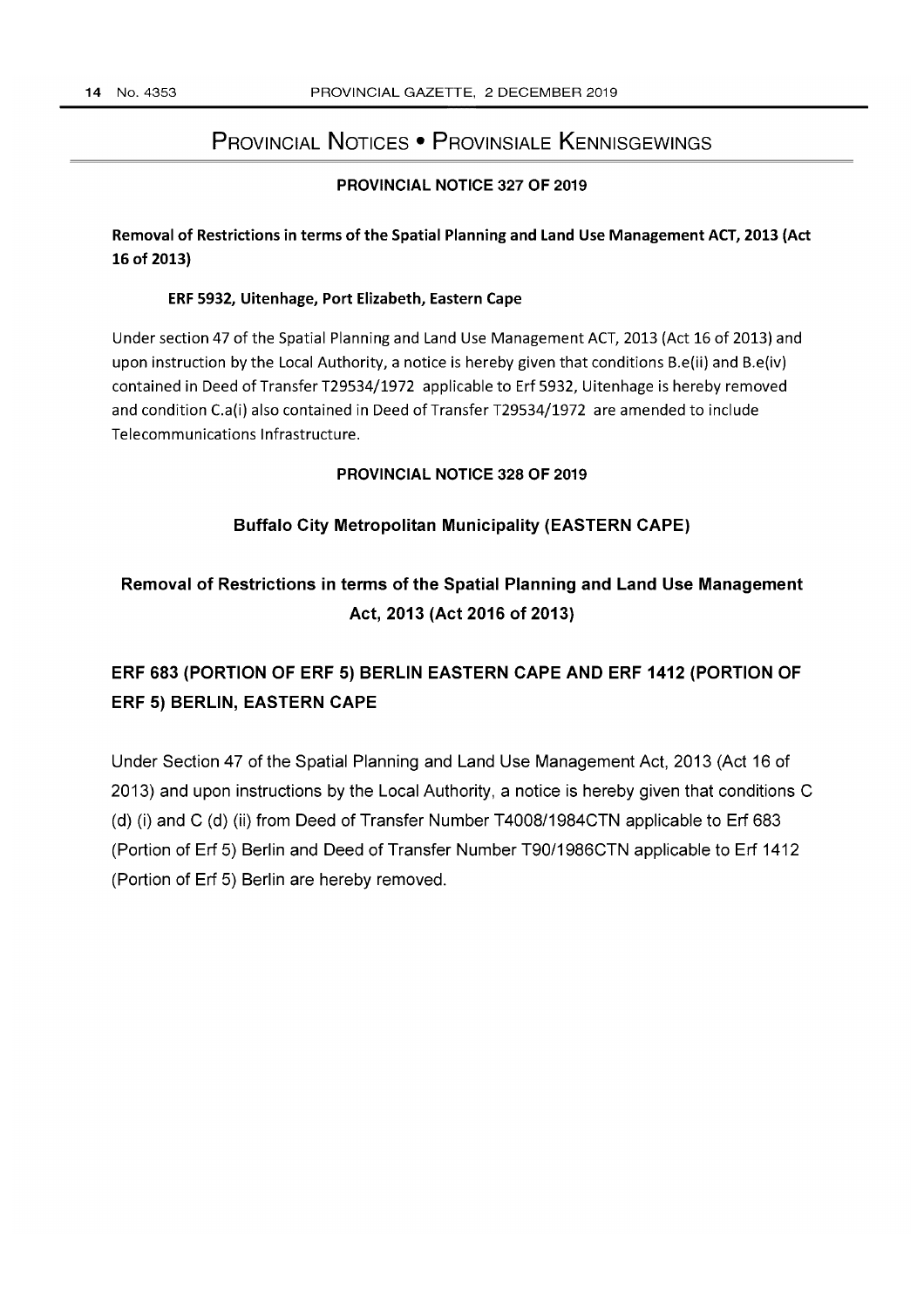# Provincial Notices • Provinsiale Kennisgewings

## PROVINCIAL NOTICE 327 OF 2019

### Removal of Restrictions in terms of the Spatial Planning and Land Use Management ACT, 2013 (Act 16 of 2013)

**ERF 5932, Uitenhage, Port Elizabeth, Eastern Cape**

Under section 47 of the Spatial Planning and Land Use Management ACT, 2013 (Act 16 of 2013) and upon instruction by the Local Authority, a notice is hereby given that conditions B.e(ii) and B.e(iv) contained in Deed of Transfer T29534/1972 applicable to Erf 5932, Uitenhage is hereby removed and condition C.a(i) also contained in Deed of Transfer T29534/1972 are amended to include Telecommunications Infrastructure.

## PROVINCIAL NOTICE 328 OF 2019

### Buffalo City Metropolitan Municipality (EASTERN CAPE)

### Removal of Restrictions in terms of the Spatial Planning and Land Use Management Act, 2013 (Act 2016 of 2013)

### ERF 683 (PORTION OF ERF 5) BERLIN EASTERN CAPE AND ERF 1412 (PORTION OF ERF 5) BERLIN, EASTERN CAPE

Under Section 47 of the Spatial Planning and Land Use Management Act, 2013 (Act 16 of 2013) and upon instructions by the Local Authority, a notice is hereby given that conditions C (d) (i) and C (d) (ii) from Deed of Transfer Number T4008/1984CTN applicable to Erf 683 (Portion of Erf 5) Berlin and Deed of Transfer Number T90/1986CTN applicable to Erf 1412 (Portion of Erf 5) Berlin are hereby removed.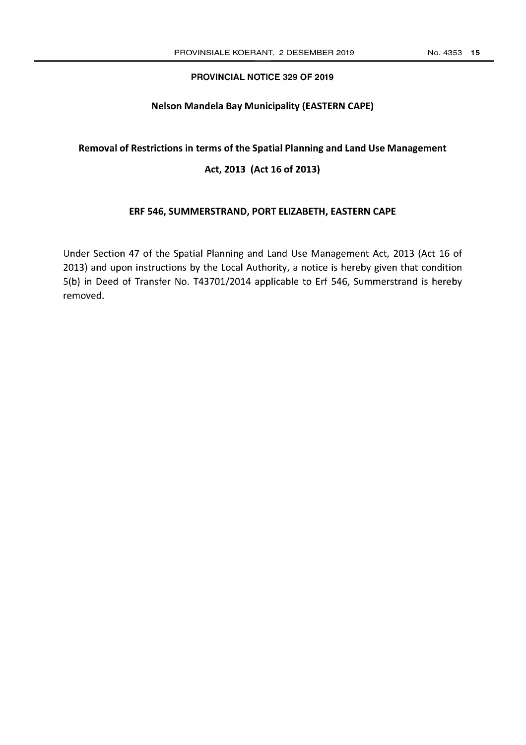## PROVINCIAL NOTICE 329 OF 2019

### Nelson Mandela Bay Municipality (EASTERN CAPE)

### Removal of Restrictions in terms of the Spatial Planning and Land Use Management Act, 2013 (Act 16 of 2013)

### ERF 546, SUMMERSTRAND, PORT ELIZABETH, EASTERN CAPE

Under Section 47 of the Spatial Planning and Land Use Management Act, 2013 (Act 16 of 2013) and upon instructions by the Local Authority, a notice is hereby given that condition 5(b) in Deed of Transfer No. T43701/2014 applicable to Erf 546, Summerstrand is hereby removed.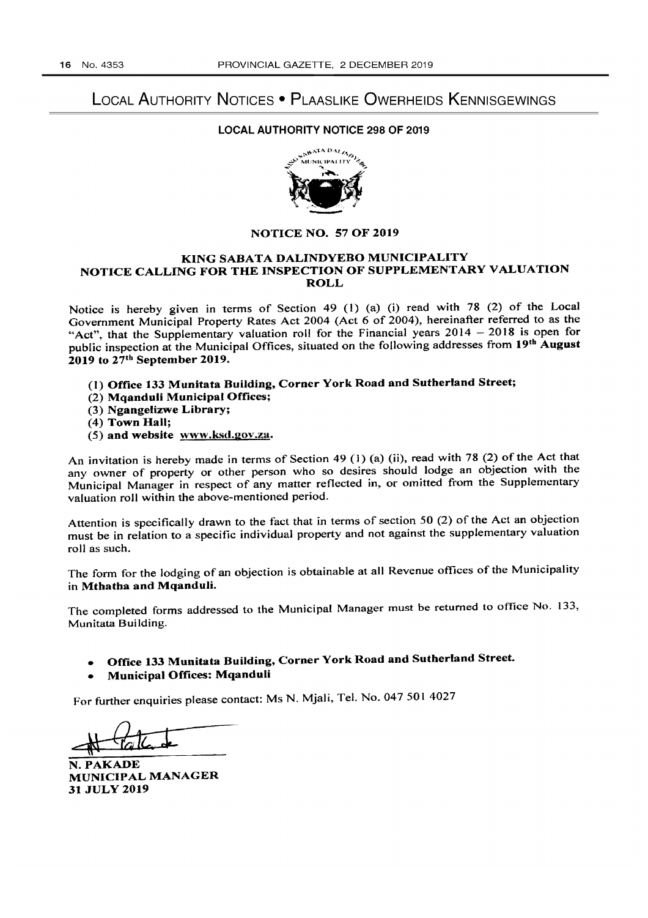# LOCAL AUTHORITY NOTICES • PLAASLIKE OWERHEIDS KENNISGEWINGS

## LOCAL AUTHORITY NOTICE 298 OF 2019

### NOTICE NO. 57 OF 2019

### KING SABATA DALINDYEBO MUNICIPALITY
### NOTICE CALLING FOR THE INSPECTION OF SUPPLEMENTARY VALUATION ROLL

Notice is hereby given in terms of Section 49 (1) (a) (i) read with 78 (2) of the Local Government Municipal Property Rates Act 2004 (Act 6 of 2004), hereinafter referred to as the "Act", that the Supplementary valuation roll for the Financial years 2014 – 2018 is open for public inspection at the Municipal Offices, situated on the following addresses from **19th August 2019 to 27th September 2019.**

(1) **Office 133 Munitata Building, Corner York Road and Sutherland Street;**
(2) **Mqanduli Municipal Offices;**
(3) **Ngangelizwe Library;**
(4) **Town Hall;**
(5) **and website www.ksd.gov.za.**

An invitation is hereby made in terms of Section 49 (1) (a) (ii), read with 78 (2) of the Act that any owner of property or other person who so desires should lodge an objection with the Municipal Manager in respect of any matter reflected in, or omitted from the Supplementary valuation roll within the above-mentioned period.

Attention is specifically drawn to the fact that in terms of section 50 (2) of the Act an objection must be in relation to a specific individual property and not against the supplementary valuation roll as such.

The form for the lodging of an objection is obtainable at all Revenue offices of the Municipality in **Mthatha and Mqanduli.**

The completed forms addressed to the Municipal Manager must be returned to office No. 133, Munitata Building.

- **Office 133 Munitata Building, Corner York Road and Sutherland Street.**
- **Municipal Offices: Mqanduli**

For further enquiries please contact: Ms N. Mjali, Tel. No. 047 501 4027

**N. PAKADE**
**MUNICIPAL MANAGER**
**31 JULY 2019**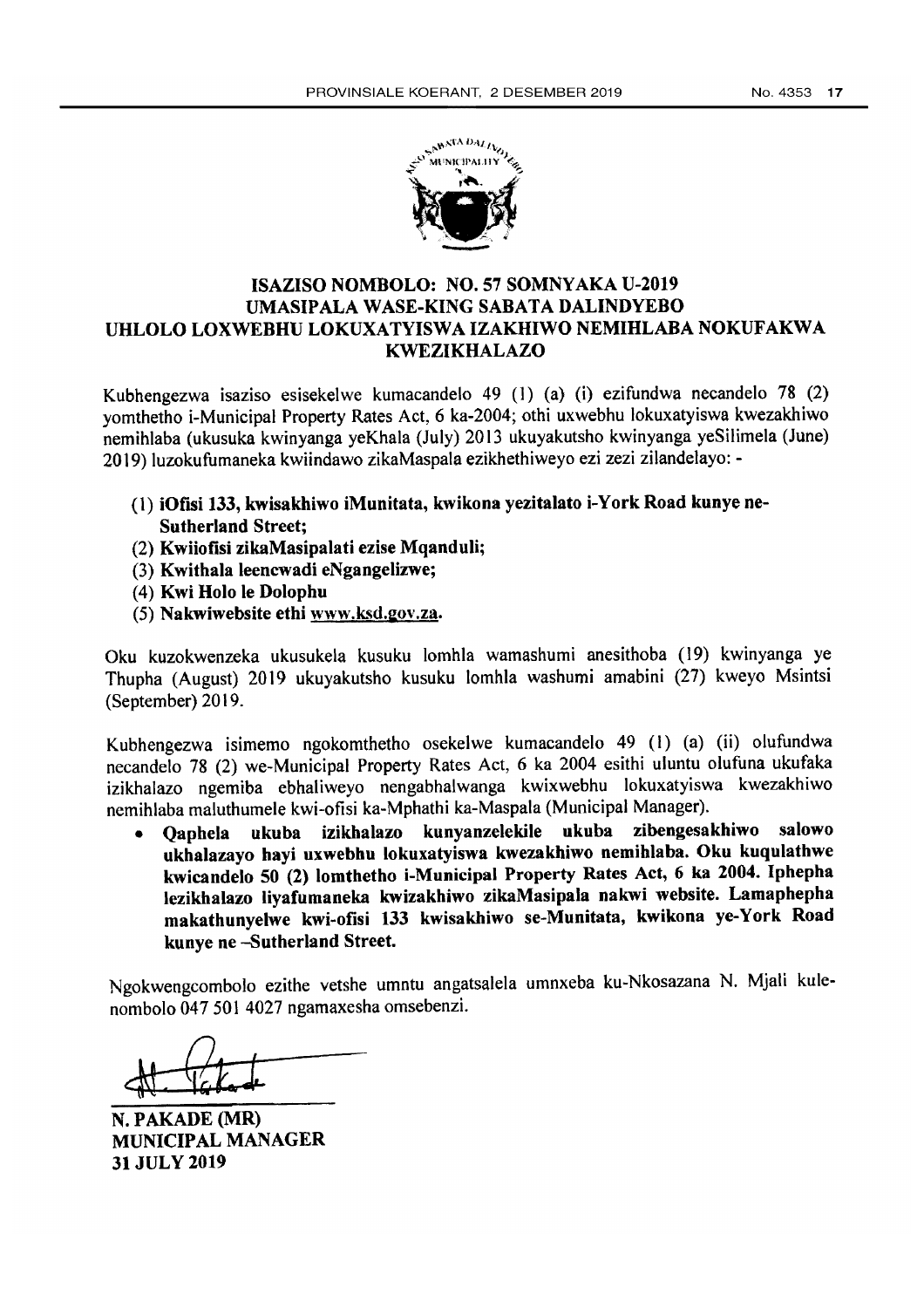# ISAZISO NOMBOLO: NO. 57 SOMNYAKA U-2019
# UMASIPALA WASE-KING SABATA DALINDYEBO
# UHLOLO LOXWEBHU LOKUXATYISWA IZAKHIWO NEMIHLABA NOKUFAKWA KWEZIKHALAZO

Kubhengezwa isaziso esisekelwe kumacandelo 49 (1) (a) (i) ezifundwa necandelo 78 (2) yomthetho i-Municipal Property Rates Act, 6 ka-2004; othi uxwebhu lokuxatyiswa kwezakhiwo nemihlaba (ukusuka kwinyanga yeKhala (July) 2013 ukuyakutsho kwinyanga yeSilimela (June) 2019) luzokufumaneka kwiindawo zikaMaspala ezikhethiweyo ezi zezi zilandelayo: -

(1) **iOfisi 133, kwisakhiwo iMunitata, kwikona yezitalato i-York Road kunye ne-Sutherland Street;**
(2) **Kwiiofisi zikaMasipalati ezise Mqanduli;**
(3) **Kwithala leencwadi eNgangelizwe;**
(4) **Kwi Holo le Dolophu**
(5) **Nakwiwebsite ethi www.ksd.gov.za.**

Oku kuzokwenzeka ukusukela kusuku lomhla wamashumi anesithoba (19) kwinyanga ye Thupha (August) 2019 ukuyakutsho kusuku lomhla washumi amabini (27) kweyo Msintsi (September) 2019.

Kubhengezwa isimemo ngokomthetho osekelwe kumacandelo 49 (1) (a) (ii) olufundwa necandelo 78 (2) we-Municipal Property Rates Act, 6 ka 2004 esithi uluntu olufuna ukufaka izikhalazo ngemiba ebhaliweyo nengabhalwanga kwixwebhu lokuxatyiswa kwezakhiwo nemihlaba maluthumele kwi-ofisi ka-Mphathi ka-Maspala (Municipal Manager).

- **Qaphela ukuba izikhalazo kunyanzelekile ukuba zibengesakhiwo salowo ukhalazayo hayi uxwebhu lokuxatyiswa kwezakhiwo nemihlaba. Oku kuqulathwe kwicandelo 50 (2) lomthetho i-Municipal Property Rates Act, 6 ka 2004. Iphepha lezikhalazo liyafumaneka kwizakhiwo zikaMasipala nakwi website. Lamaphepha makathunyelwe kwi-ofisi 133 kwisakhiwo se-Munitata, kwikona ye-York Road kunye ne -Sutherland Street.**

Ngokwengcombolo ezithe vetshe umntu angatsalela umnxeba ku-Nkosazana N. Mjali kulenombolo 047 501 4027 ngamaxesha omsebenzi.

**N. PAKADE (MR)**
**MUNICIPAL MANAGER**
**31 JULY 2019**